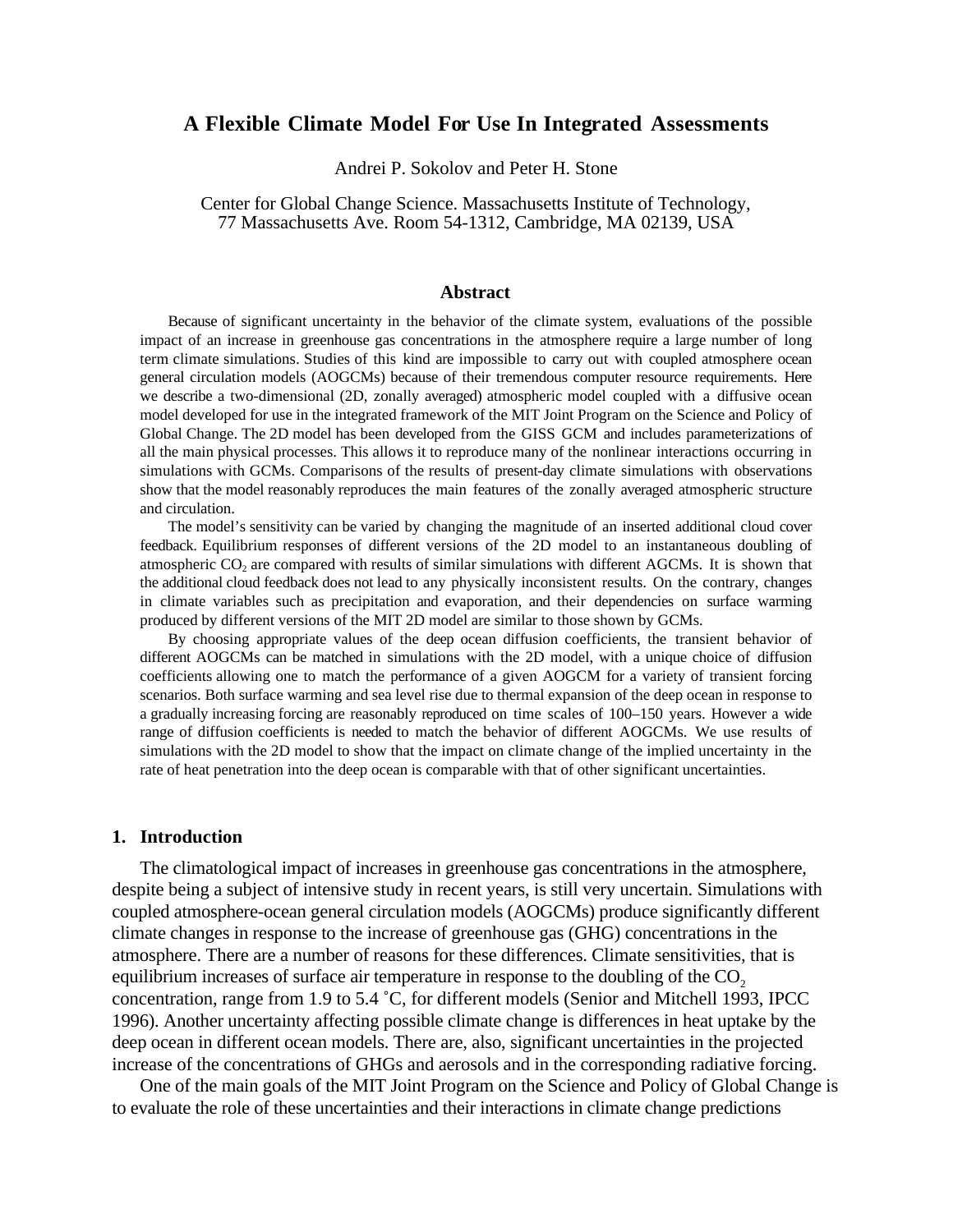# A Flexible Climate Model For Use In Integrated Assessments

Andrei P. Sokolov and Peter H. Stone

Center for Global Change Science. Massachusetts Institute of Technology,
77 Massachusetts Ave. Room 54-1312, Cambridge, MA 02139, USA

## Abstract

Because of significant uncertainty in the behavior of the climate system, evaluations of the possible impact of an increase in greenhouse gas concentrations in the atmosphere require a large number of long term climate simulations. Studies of this kind are impossible to carry out with coupled atmosphere ocean general circulation models (AOGCMs) because of their tremendous computer resource requirements. Here we describe a two-dimensional (2D, zonally averaged) atmospheric model coupled with a diffusive ocean model developed for use in the integrated framework of the MIT Joint Program on the Science and Policy of Global Change. The 2D model has been developed from the GISS GCM and includes parameterizations of all the main physical processes. This allows it to reproduce many of the nonlinear interactions occurring in simulations with GCMs. Comparisons of the results of present-day climate simulations with observations show that the model reasonably reproduces the main features of the zonally averaged atmospheric structure and circulation.

The model's sensitivity can be varied by changing the magnitude of an inserted additional cloud cover feedback. Equilibrium responses of different versions of the 2D model to an instantaneous doubling of atmospheric $CO_2$ are compared with results of similar simulations with different AGCMs. It is shown that the additional cloud feedback does not lead to any physically inconsistent results. On the contrary, changes in climate variables such as precipitation and evaporation, and their dependencies on surface warming produced by different versions of the MIT 2D model are similar to those shown by GCMs.

By choosing appropriate values of the deep ocean diffusion coefficients, the transient behavior of different AOGCMs can be matched in simulations with the 2D model, with a unique choice of diffusion coefficients allowing one to match the performance of a given AOGCM for a variety of transient forcing scenarios. Both surface warming and sea level rise due to thermal expansion of the deep ocean in response to a gradually increasing forcing are reasonably reproduced on time scales of 100–150 years. However a wide range of diffusion coefficients is needed to match the behavior of different AOGCMs. We use results of simulations with the 2D model to show that the impact on climate change of the implied uncertainty in the rate of heat penetration into the deep ocean is comparable with that of other significant uncertainties.

## 1. Introduction

The climatological impact of increases in greenhouse gas concentrations in the atmosphere, despite being a subject of intensive study in recent years, is still very uncertain. Simulations with coupled atmosphere-ocean general circulation models (AOGCMs) produce significantly different climate changes in response to the increase of greenhouse gas (GHG) concentrations in the atmosphere. There are a number of reasons for these differences. Climate sensitivities, that is equilibrium increases of surface air temperature in response to the doubling of the $CO_2$ concentration, range from 1.9 to 5.4 ˚C, for different models (Senior and Mitchell 1993, IPCC 1996). Another uncertainty affecting possible climate change is differences in heat uptake by the deep ocean in different ocean models. There are, also, significant uncertainties in the projected increase of the concentrations of GHGs and aerosols and in the corresponding radiative forcing.

One of the main goals of the MIT Joint Program on the Science and Policy of Global Change is to evaluate the role of these uncertainties and their interactions in climate change predictions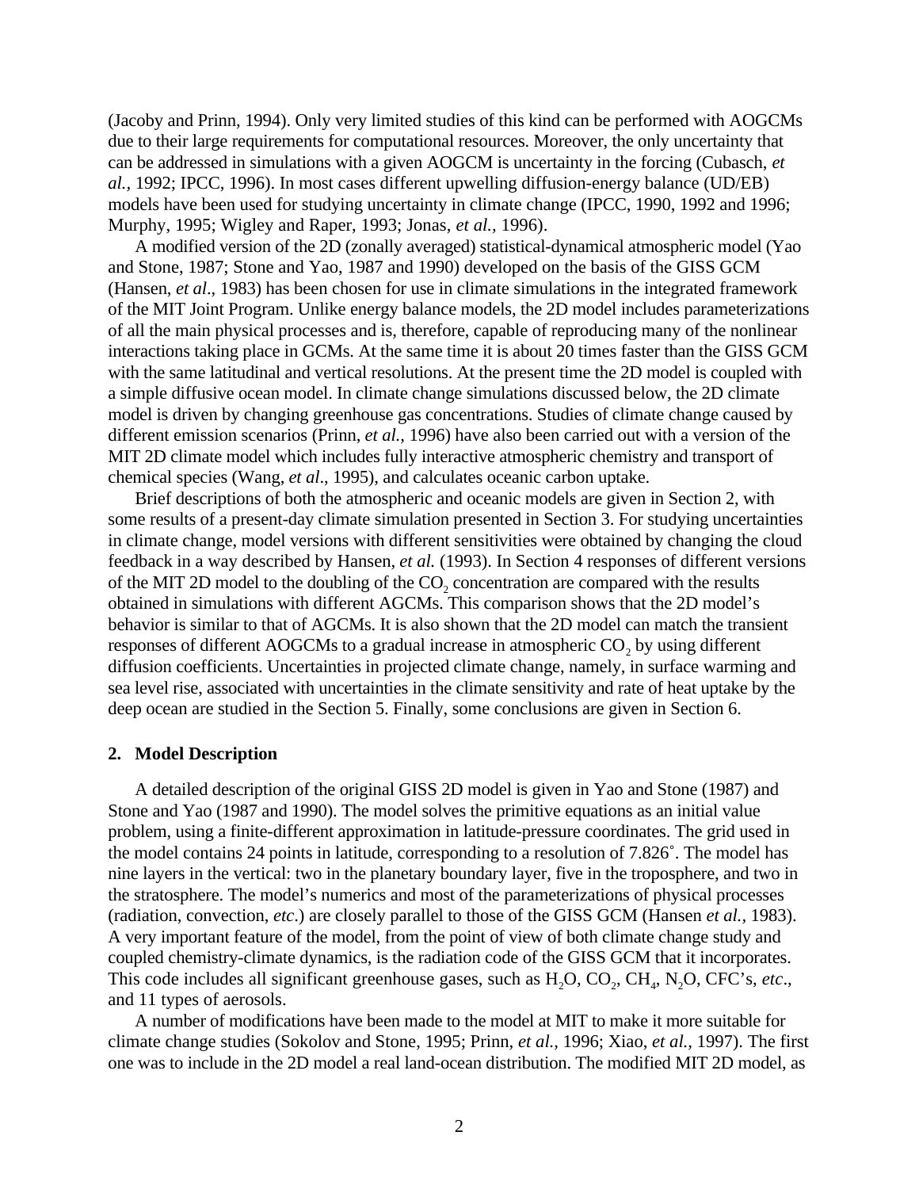(Jacoby and Prinn, 1994). Only very limited studies of this kind can be performed with AOGCMs due to their large requirements for computational resources. Moreover, the only uncertainty that can be addressed in simulations with a given AOGCM is uncertainty in the forcing (Cubasch, *et al.,* 1992; IPCC, 1996). In most cases different upwelling diffusion-energy balance (UD/EB) models have been used for studying uncertainty in climate change (IPCC, 1990, 1992 and 1996; Murphy, 1995; Wigley and Raper, 1993; Jonas, *et al.,* 1996).

A modified version of the 2D (zonally averaged) statistical-dynamical atmospheric model (Yao and Stone, 1987; Stone and Yao, 1987 and 1990) developed on the basis of the GISS GCM (Hansen, *et al*., 1983) has been chosen for use in climate simulations in the integrated framework of the MIT Joint Program. Unlike energy balance models, the 2D model includes parameterizations of all the main physical processes and is, therefore, capable of reproducing many of the nonlinear interactions taking place in GCMs. At the same time it is about 20 times faster than the GISS GCM with the same latitudinal and vertical resolutions. At the present time the 2D model is coupled with a simple diffusive ocean model. In climate change simulations discussed below, the 2D climate model is driven by changing greenhouse gas concentrations. Studies of climate change caused by different emission scenarios (Prinn, *et al.,* 1996) have also been carried out with a version of the MIT 2D climate model which includes fully interactive atmospheric chemistry and transport of chemical species (Wang, *et al*., 1995), and calculates oceanic carbon uptake.

Brief descriptions of both the atmospheric and oceanic models are given in Section 2, with some results of a present-day climate simulation presented in Section 3. For studying uncertainties in climate change, model versions with different sensitivities were obtained by changing the cloud feedback in a way described by Hansen, *et al.* (1993). In Section 4 responses of different versions of the MIT 2D model to the doubling of the $CO_2$ concentration are compared with the results obtained in simulations with different AGCMs. This comparison shows that the 2D model's behavior is similar to that of AGCMs. It is also shown that the 2D model can match the transient responses of different AOGCMs to a gradual increase in atmospheric $CO_2$ by using different diffusion coefficients. Uncertainties in projected climate change, namely, in surface warming and sea level rise, associated with uncertainties in the climate sensitivity and rate of heat uptake by the deep ocean are studied in the Section 5. Finally, some conclusions are given in Section 6.

## 2. Model Description

A detailed description of the original GISS 2D model is given in Yao and Stone (1987) and Stone and Yao (1987 and 1990). The model solves the primitive equations as an initial value problem, using a finite-different approximation in latitude-pressure coordinates. The grid used in the model contains 24 points in latitude, corresponding to a resolution of 7.826˚. The model has nine layers in the vertical: two in the planetary boundary layer, five in the troposphere, and two in the stratosphere. The model's numerics and most of the parameterizations of physical processes (radiation, convection, *etc*.) are closely parallel to those of the GISS GCM (Hansen *et al.,* 1983). A very important feature of the model, from the point of view of both climate change study and coupled chemistry-climate dynamics, is the radiation code of the GISS GCM that it incorporates. This code includes all significant greenhouse gases, such as $H_2O$, $CO_2$, $CH_4$, $N_2O$, CFC's, *etc*., and 11 types of aerosols.

A number of modifications have been made to the model at MIT to make it more suitable for climate change studies (Sokolov and Stone, 1995; Prinn, *et al.,* 1996; Xiao, *et al.,* 1997). The first one was to include in the 2D model a real land-ocean distribution. The modified MIT 2D model, as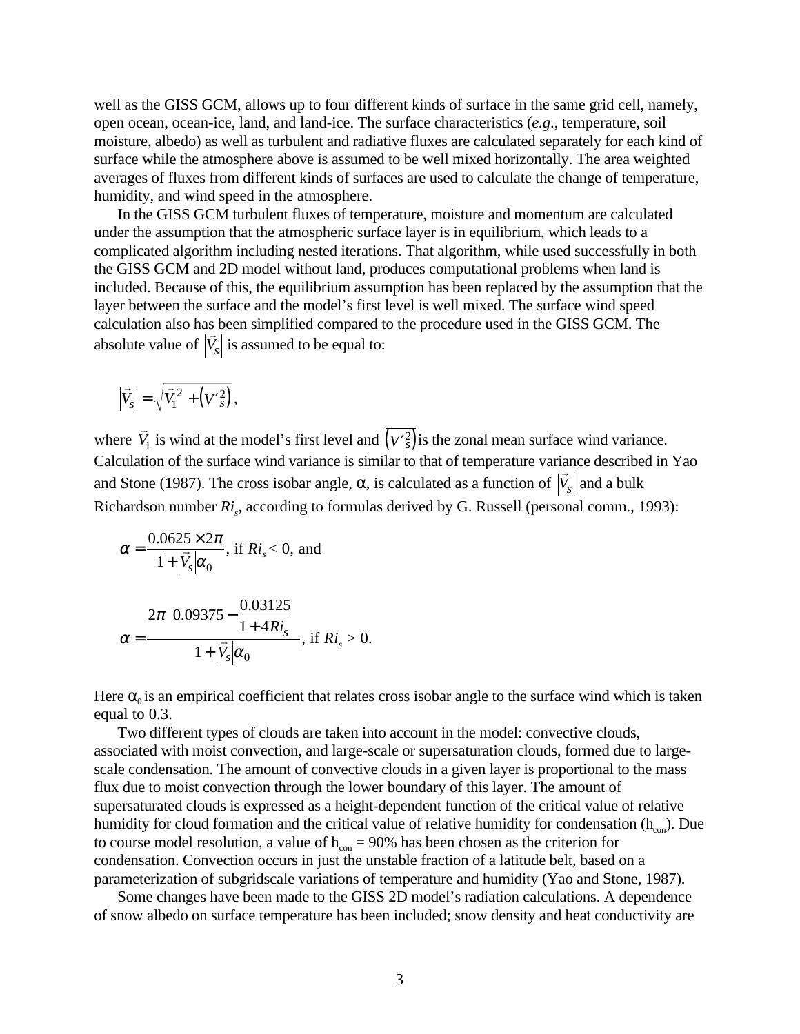well as the GISS GCM, allows up to four different kinds of surface in the same grid cell, namely, open ocean, ocean-ice, land, and land-ice. The surface characteristics (*e.g*., temperature, soil moisture, albedo) as well as turbulent and radiative fluxes are calculated separately for each kind of surface while the atmosphere above is assumed to be well mixed horizontally. The area weighted averages of fluxes from different kinds of surfaces are used to calculate the change of temperature, humidity, and wind speed in the atmosphere.

In the GISS GCM turbulent fluxes of temperature, moisture and momentum are calculated under the assumption that the atmospheric surface layer is in equilibrium, which leads to a complicated algorithm including nested iterations. That algorithm, while used successfully in both the GISS GCM and 2D model without land, produces computational problems when land is included. Because of this, the equilibrium assumption has been replaced by the assumption that the layer between the surface and the model's first level is well mixed. The surface wind speed calculation also has been simplified compared to the procedure used in the GISS GCM. The absolute value of $\left|\vec{V}_s\right|$ is assumed to be equal to:

$$\left|\vec{V}_s\right| = \sqrt{\vec{V}_1^{\,2} + \left(\overline{V_s'^2}\right)},$$

where $\vec{V}_1$ is wind at the model's first level and $\left(\overline{V_s'^2}\right)$ is the zonal mean surface wind variance. Calculation of the surface wind variance is similar to that of temperature variance described in Yao and Stone (1987). The cross isobar angle, α, is calculated as a function of $\left|\vec{V}_s\right|$ and a bulk Richardson number $Ri_s$, according to formulas derived by G. Russell (personal comm., 1993):

$$\alpha = \frac{0.0625 \times 2\pi}{1 + \left|\vec{V}_s\right| \alpha_0}, \text{ if } Ri_s < 0, \text{ and}$$

$$\alpha = \frac{2\pi \left(0.09375 - \dfrac{0.03125}{1 + 4Ri_s}\right)}{1 + \left|\vec{V}_s\right| \alpha_0}, \text{ if } Ri_s > 0.$$

Here $\alpha_0$ is an empirical coefficient that relates cross isobar angle to the surface wind which is taken equal to 0.3.

Two different types of clouds are taken into account in the model: convective clouds, associated with moist convection, and large-scale or supersaturation clouds, formed due to large-scale condensation. The amount of convective clouds in a given layer is proportional to the mass flux due to moist convection through the lower boundary of this layer. The amount of supersaturated clouds is expressed as a height-dependent function of the critical value of relative humidity for cloud formation and the critical value of relative humidity for condensation ($h_{con}$). Due to course model resolution, a value of $h_{con}$ = 90% has been chosen as the criterion for condensation. Convection occurs in just the unstable fraction of a latitude belt, based on a parameterization of subgridscale variations of temperature and humidity (Yao and Stone, 1987).

Some changes have been made to the GISS 2D model's radiation calculations. A dependence of snow albedo on surface temperature has been included; snow density and heat conductivity are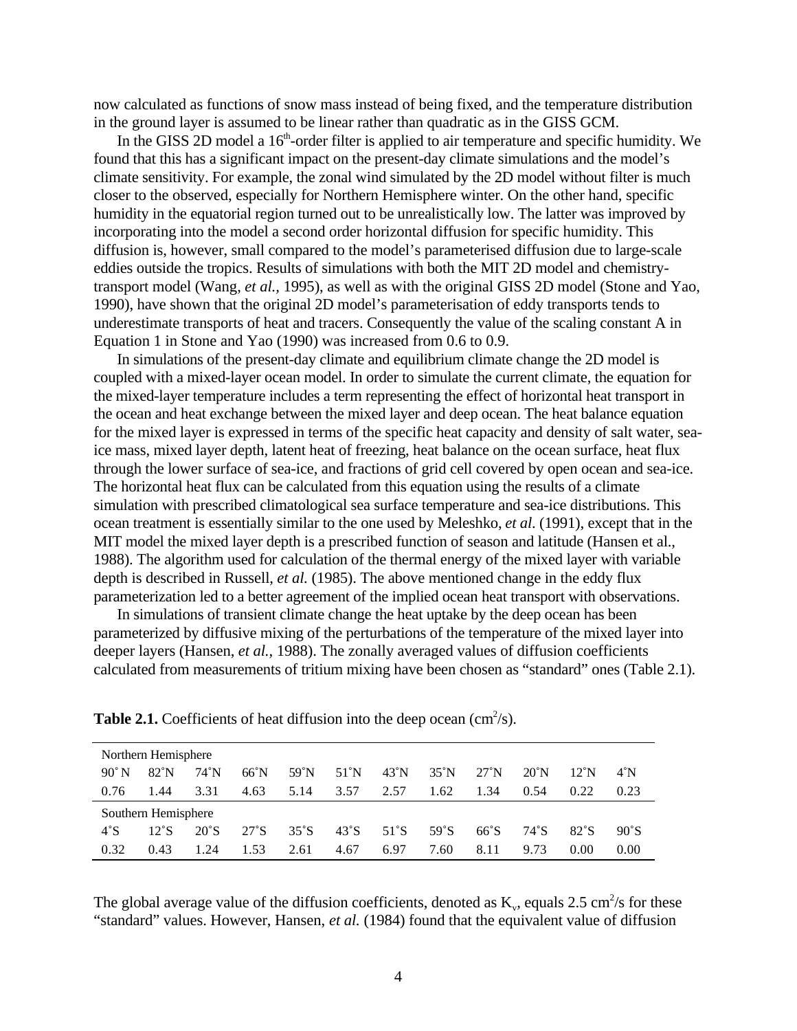now calculated as functions of snow mass instead of being fixed, and the temperature distribution in the ground layer is assumed to be linear rather than quadratic as in the GISS GCM.

In the GISS 2D model a $16^{th}$-order filter is applied to air temperature and specific humidity. We found that this has a significant impact on the present-day climate simulations and the model's climate sensitivity. For example, the zonal wind simulated by the 2D model without filter is much closer to the observed, especially for Northern Hemisphere winter. On the other hand, specific humidity in the equatorial region turned out to be unrealistically low. The latter was improved by incorporating into the model a second order horizontal diffusion for specific humidity. This diffusion is, however, small compared to the model's parameterised diffusion due to large-scale eddies outside the tropics. Results of simulations with both the MIT 2D model and chemistry-transport model (Wang, *et al.*, 1995), as well as with the original GISS 2D model (Stone and Yao, 1990), have shown that the original 2D model's parameterisation of eddy transports tends to underestimate transports of heat and tracers. Consequently the value of the scaling constant A in Equation 1 in Stone and Yao (1990) was increased from 0.6 to 0.9.

In simulations of the present-day climate and equilibrium climate change the 2D model is coupled with a mixed-layer ocean model. In order to simulate the current climate, the equation for the mixed-layer temperature includes a term representing the effect of horizontal heat transport in the ocean and heat exchange between the mixed layer and deep ocean. The heat balance equation for the mixed layer is expressed in terms of the specific heat capacity and density of salt water, sea-ice mass, mixed layer depth, latent heat of freezing, heat balance on the ocean surface, heat flux through the lower surface of sea-ice, and fractions of grid cell covered by open ocean and sea-ice. The horizontal heat flux can be calculated from this equation using the results of a climate simulation with prescribed climatological sea surface temperature and sea-ice distributions. This ocean treatment is essentially similar to the one used by Meleshko, *et al.* (1991), except that in the MIT model the mixed layer depth is a prescribed function of season and latitude (Hansen et al., 1988). The algorithm used for calculation of the thermal energy of the mixed layer with variable depth is described in Russell, *et al.* (1985). The above mentioned change in the eddy flux parameterization led to a better agreement of the implied ocean heat transport with observations.

In simulations of transient climate change the heat uptake by the deep ocean has been parameterized by diffusive mixing of the perturbations of the temperature of the mixed layer into deeper layers (Hansen, *et al.*, 1988). The zonally averaged values of diffusion coefficients calculated from measurements of tritium mixing have been chosen as "standard" ones (Table 2.1).

**Table 2.1.** Coefficients of heat diffusion into the deep ocean ($cm^2/s$).

| Northern Hemisphere | | | | | | | | | | | |
|---|---|---|---|---|---|---|---|---|---|---|---|
| 90˚N | 82˚N | 74˚N | 66˚N | 59˚N | 51˚N | 43˚N | 35˚N | 27˚N | 20˚N | 12˚N | 4˚N |
| 0.76 | 1.44 | 3.31 | 4.63 | 5.14 | 3.57 | 2.57 | 1.62 | 1.34 | 0.54 | 0.22 | 0.23 |
| **Southern Hemisphere** | | | | | | | | | | | |
| 4˚S | 12˚S | 20˚S | 27˚S | 35˚S | 43˚S | 51˚S | 59˚S | 66˚S | 74˚S | 82˚S | 90˚S |
| 0.32 | 0.43 | 1.24 | 1.53 | 2.61 | 4.67 | 6.97 | 7.60 | 8.11 | 9.73 | 0.00 | 0.00 |

The global average value of the diffusion coefficients, denoted as $K_v$, equals 2.5 $cm^2/s$ for these "standard" values. However, Hansen, *et al.* (1984) found that the equivalent value of diffusion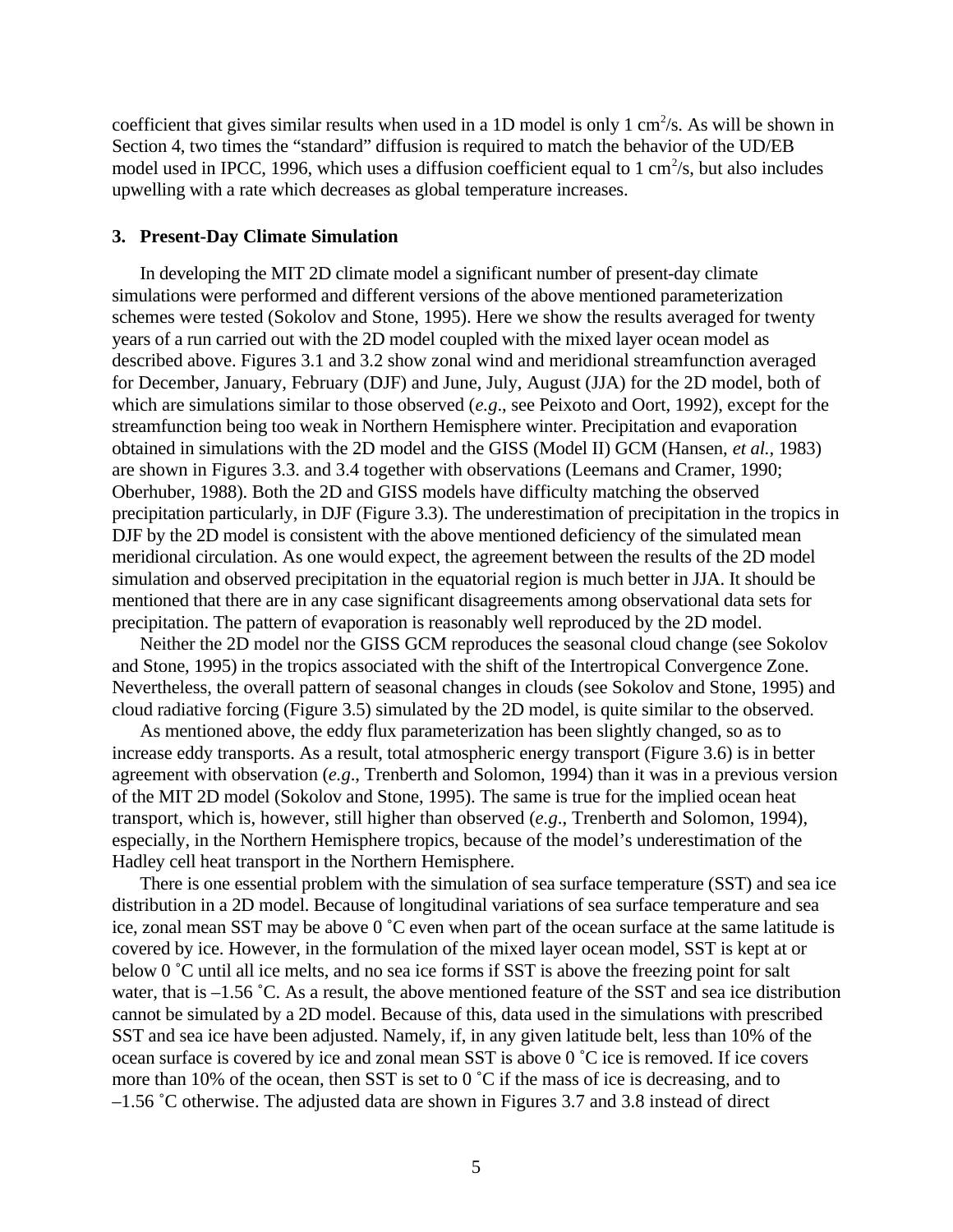coefficient that gives similar results when used in a 1D model is only 1 $cm^2/s$. As will be shown in Section 4, two times the "standard" diffusion is required to match the behavior of the UD/EB model used in IPCC, 1996, which uses a diffusion coefficient equal to 1 $cm^2/s$, but also includes upwelling with a rate which decreases as global temperature increases.

## 3. Present-Day Climate Simulation

In developing the MIT 2D climate model a significant number of present-day climate simulations were performed and different versions of the above mentioned parameterization schemes were tested (Sokolov and Stone, 1995). Here we show the results averaged for twenty years of a run carried out with the 2D model coupled with the mixed layer ocean model as described above. Figures 3.1 and 3.2 show zonal wind and meridional streamfunction averaged for December, January, February (DJF) and June, July, August (JJA) for the 2D model, both of which are simulations similar to those observed (*e.g*., see Peixoto and Oort, 1992), except for the streamfunction being too weak in Northern Hemisphere winter. Precipitation and evaporation obtained in simulations with the 2D model and the GISS (Model II) GCM (Hansen, *et al.*, 1983) are shown in Figures 3.3. and 3.4 together with observations (Leemans and Cramer, 1990; Oberhuber, 1988). Both the 2D and GISS models have difficulty matching the observed precipitation particularly, in DJF (Figure 3.3). The underestimation of precipitation in the tropics in DJF by the 2D model is consistent with the above mentioned deficiency of the simulated mean meridional circulation. As one would expect, the agreement between the results of the 2D model simulation and observed precipitation in the equatorial region is much better in JJA. It should be mentioned that there are in any case significant disagreements among observational data sets for precipitation. The pattern of evaporation is reasonably well reproduced by the 2D model.

Neither the 2D model nor the GISS GCM reproduces the seasonal cloud change (see Sokolov and Stone, 1995) in the tropics associated with the shift of the Intertropical Convergence Zone. Nevertheless, the overall pattern of seasonal changes in clouds (see Sokolov and Stone, 1995) and cloud radiative forcing (Figure 3.5) simulated by the 2D model, is quite similar to the observed.

As mentioned above, the eddy flux parameterization has been slightly changed, so as to increase eddy transports. As a result, total atmospheric energy transport (Figure 3.6) is in better agreement with observation (*e.g*., Trenberth and Solomon, 1994) than it was in a previous version of the MIT 2D model (Sokolov and Stone, 1995). The same is true for the implied ocean heat transport, which is, however, still higher than observed (*e.g*., Trenberth and Solomon, 1994), especially, in the Northern Hemisphere tropics, because of the model's underestimation of the Hadley cell heat transport in the Northern Hemisphere.

There is one essential problem with the simulation of sea surface temperature (SST) and sea ice distribution in a 2D model. Because of longitudinal variations of sea surface temperature and sea ice, zonal mean SST may be above 0 ˚C even when part of the ocean surface at the same latitude is covered by ice. However, in the formulation of the mixed layer ocean model, SST is kept at or below 0 ˚C until all ice melts, and no sea ice forms if SST is above the freezing point for salt water, that is –1.56 ˚C. As a result, the above mentioned feature of the SST and sea ice distribution cannot be simulated by a 2D model. Because of this, data used in the simulations with prescribed SST and sea ice have been adjusted. Namely, if, in any given latitude belt, less than 10% of the ocean surface is covered by ice and zonal mean SST is above 0 ˚C ice is removed. If ice covers more than 10% of the ocean, then SST is set to 0 ˚C if the mass of ice is decreasing, and to –1.56 ˚C otherwise. The adjusted data are shown in Figures 3.7 and 3.8 instead of direct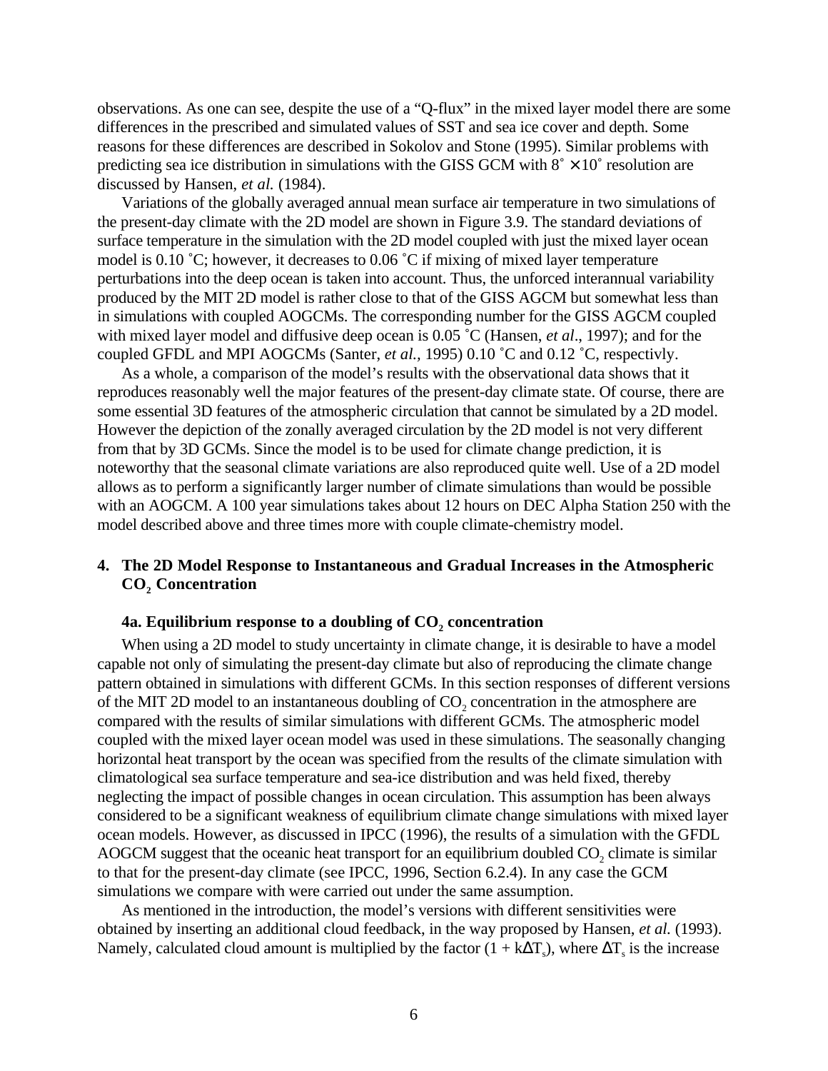observations. As one can see, despite the use of a "Q-flux" in the mixed layer model there are some differences in the prescribed and simulated values of SST and sea ice cover and depth. Some reasons for these differences are described in Sokolov and Stone (1995). Similar problems with predicting sea ice distribution in simulations with the GISS GCM with $8^\circ \times 10^\circ$ resolution are discussed by Hansen, *et al.* (1984).

Variations of the globally averaged annual mean surface air temperature in two simulations of the present-day climate with the 2D model are shown in Figure 3.9. The standard deviations of surface temperature in the simulation with the 2D model coupled with just the mixed layer ocean model is 0.10 ˚C; however, it decreases to 0.06 ˚C if mixing of mixed layer temperature perturbations into the deep ocean is taken into account. Thus, the unforced interannual variability produced by the MIT 2D model is rather close to that of the GISS AGCM but somewhat less than in simulations with coupled AOGCMs. The corresponding number for the GISS AGCM coupled with mixed layer model and diffusive deep ocean is 0.05 ˚C (Hansen, *et al*., 1997); and for the coupled GFDL and MPI AOGCMs (Santer, *et al.*, 1995) 0.10 ˚C and 0.12 ˚C, respectivly.

As a whole, a comparison of the model's results with the observational data shows that it reproduces reasonably well the major features of the present-day climate state. Of course, there are some essential 3D features of the atmospheric circulation that cannot be simulated by a 2D model. However the depiction of the zonally averaged circulation by the 2D model is not very different from that by 3D GCMs. Since the model is to be used for climate change prediction, it is noteworthy that the seasonal climate variations are also reproduced quite well. Use of a 2D model allows as to perform a significantly larger number of climate simulations than would be possible with an AOGCM. A 100 year simulations takes about 12 hours on DEC Alpha Station 250 with the model described above and three times more with couple climate-chemistry model.

## 4. The 2D Model Response to Instantaneous and Gradual Increases in the Atmospheric $CO_2$ Concentration

### 4a. Equilibrium response to a doubling of $CO_2$ concentration

When using a 2D model to study uncertainty in climate change, it is desirable to have a model capable not only of simulating the present-day climate but also of reproducing the climate change pattern obtained in simulations with different GCMs. In this section responses of different versions of the MIT 2D model to an instantaneous doubling of $CO_2$ concentration in the atmosphere are compared with the results of similar simulations with different GCMs. The atmospheric model coupled with the mixed layer ocean model was used in these simulations. The seasonally changing horizontal heat transport by the ocean was specified from the results of the climate simulation with climatological sea surface temperature and sea-ice distribution and was held fixed, thereby neglecting the impact of possible changes in ocean circulation. This assumption has been always considered to be a significant weakness of equilibrium climate change simulations with mixed layer ocean models. However, as discussed in IPCC (1996), the results of a simulation with the GFDL AOGCM suggest that the oceanic heat transport for an equilibrium doubled $CO_2$ climate is similar to that for the present-day climate (see IPCC, 1996, Section 6.2.4). In any case the GCM simulations we compare with were carried out under the same assumption.

As mentioned in the introduction, the model's versions with different sensitivities were obtained by inserting an additional cloud feedback, in the way proposed by Hansen, *et al.* (1993). Namely, calculated cloud amount is multiplied by the factor $(1 + k\Delta T_s)$, where $\Delta T_s$ is the increase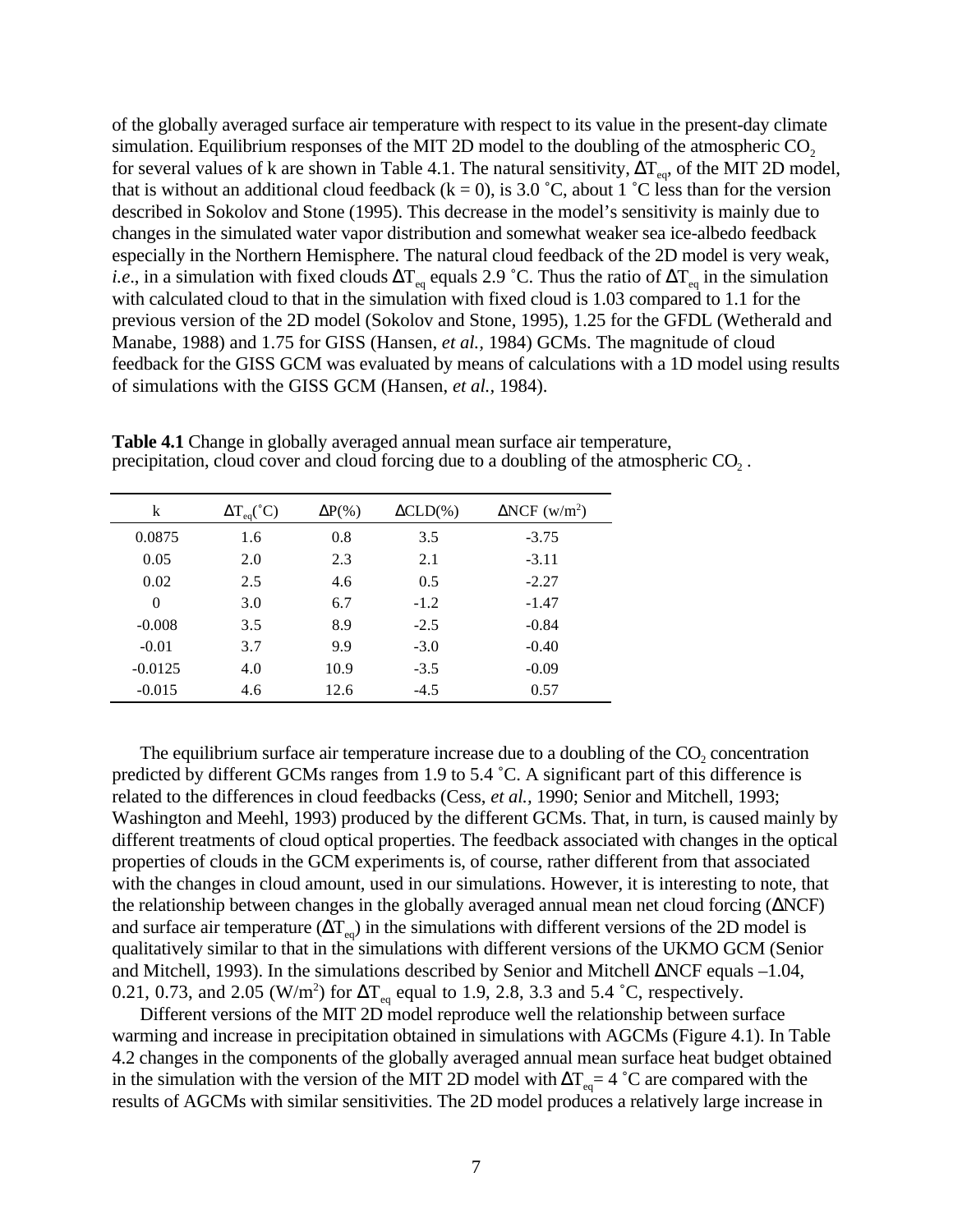of the globally averaged surface air temperature with respect to its value in the present-day climate simulation. Equilibrium responses of the MIT 2D model to the doubling of the atmospheric $CO_2$ for several values of k are shown in Table 4.1. The natural sensitivity, $\Delta T_{eq}$, of the MIT 2D model, that is without an additional cloud feedback (k = 0), is 3.0 ˚C, about 1 ˚C less than for the version described in Sokolov and Stone (1995). This decrease in the model's sensitivity is mainly due to changes in the simulated water vapor distribution and somewhat weaker sea ice-albedo feedback especially in the Northern Hemisphere. The natural cloud feedback of the 2D model is very weak, *i.e*., in a simulation with fixed clouds $\Delta T_{eq}$ equals 2.9 ˚C. Thus the ratio of $\Delta T_{eq}$ in the simulation with calculated cloud to that in the simulation with fixed cloud is 1.03 compared to 1.1 for the previous version of the 2D model (Sokolov and Stone, 1995), 1.25 for the GFDL (Wetherald and Manabe, 1988) and 1.75 for GISS (Hansen, *et al.*, 1984) GCMs. The magnitude of cloud feedback for the GISS GCM was evaluated by means of calculations with a 1D model using results of simulations with the GISS GCM (Hansen, *et al.*, 1984).

**Table 4.1** Change in globally averaged annual mean surface air temperature, precipitation, cloud cover and cloud forcing due to a doubling of the atmospheric $CO_2$ .

| k | $\Delta T_{eq}$(˚C) | $\Delta$P(%) | $\Delta$CLD(%) | $\Delta$NCF (w/m$^2$) |
|---|---|---|---|---|
| 0.0875 | 1.6 | 0.8 | 3.5 | -3.75 |
| 0.05 | 2.0 | 2.3 | 2.1 | -3.11 |
| 0.02 | 2.5 | 4.6 | 0.5 | -2.27 |
| 0 | 3.0 | 6.7 | -1.2 | -1.47 |
| -0.008 | 3.5 | 8.9 | -2.5 | -0.84 |
| -0.01 | 3.7 | 9.9 | -3.0 | -0.40 |
| -0.0125 | 4.0 | 10.9 | -3.5 | -0.09 |
| -0.015 | 4.6 | 12.6 | -4.5 | 0.57 |

The equilibrium surface air temperature increase due to a doubling of the $CO_2$ concentration predicted by different GCMs ranges from 1.9 to 5.4 ˚C. A significant part of this difference is related to the differences in cloud feedbacks (Cess, *et al.*, 1990; Senior and Mitchell, 1993; Washington and Meehl, 1993) produced by the different GCMs. That, in turn, is caused mainly by different treatments of cloud optical properties. The feedback associated with changes in the optical properties of clouds in the GCM experiments is, of course, rather different from that associated with the changes in cloud amount, used in our simulations. However, it is interesting to note, that the relationship between changes in the globally averaged annual mean net cloud forcing ($\Delta$NCF) and surface air temperature ($\Delta T_{eq}$) in the simulations with different versions of the 2D model is qualitatively similar to that in the simulations with different versions of the UKMO GCM (Senior and Mitchell, 1993). In the simulations described by Senior and Mitchell $\Delta$NCF equals –1.04, 0.21, 0.73, and 2.05 (W/m$^2$) for $\Delta T_{eq}$ equal to 1.9, 2.8, 3.3 and 5.4 ˚C, respectively.

Different versions of the MIT 2D model reproduce well the relationship between surface warming and increase in precipitation obtained in simulations with AGCMs (Figure 4.1). In Table 4.2 changes in the components of the globally averaged annual mean surface heat budget obtained in the simulation with the version of the MIT 2D model with $\Delta T_{eq}$= 4 ˚C are compared with the results of AGCMs with similar sensitivities. The 2D model produces a relatively large increase in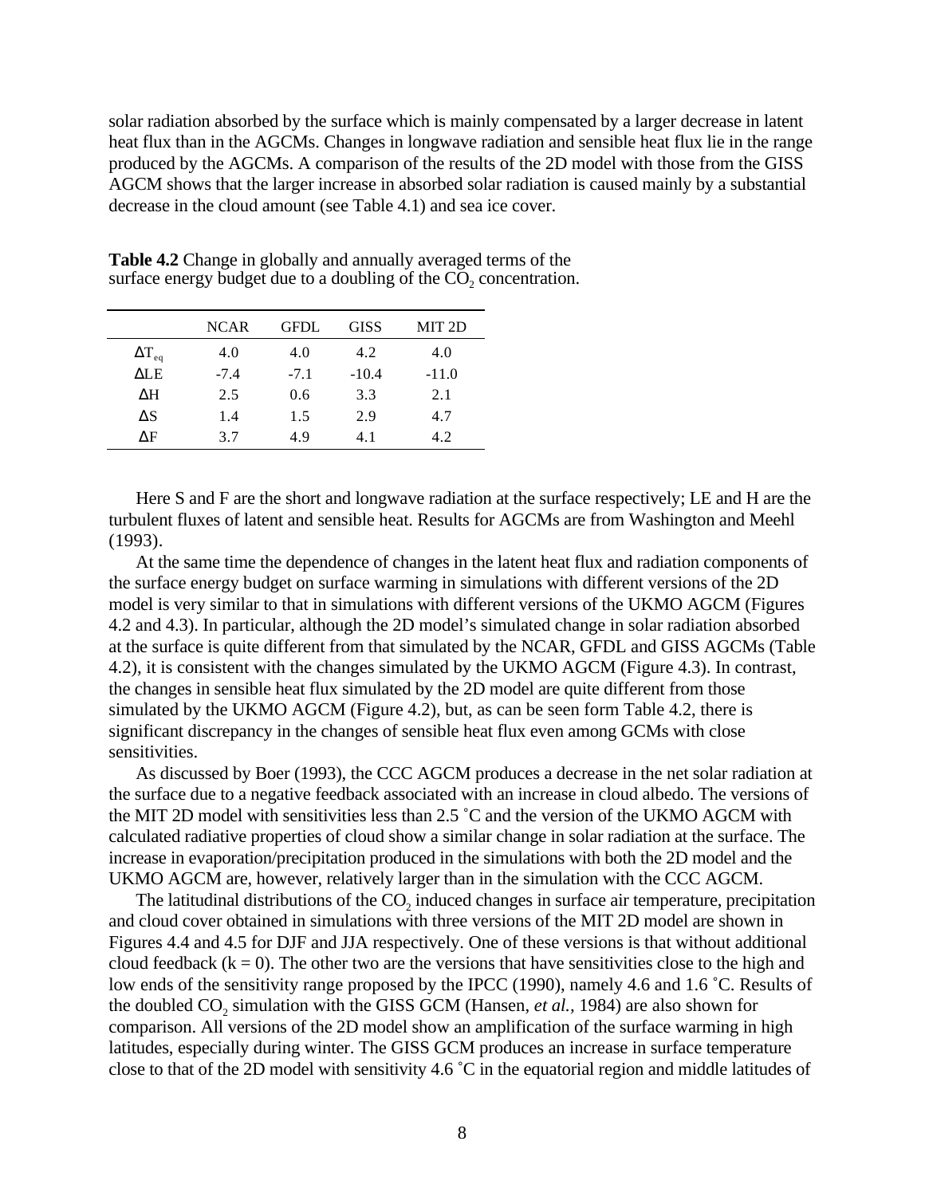solar radiation absorbed by the surface which is mainly compensated by a larger decrease in latent heat flux than in the AGCMs. Changes in longwave radiation and sensible heat flux lie in the range produced by the AGCMs. A comparison of the results of the 2D model with those from the GISS AGCM shows that the larger increase in absorbed solar radiation is caused mainly by a substantial decrease in the cloud amount (see Table 4.1) and sea ice cover.

**Table 4.2** Change in globally and annually averaged terms of the surface energy budget due to a doubling of the $CO_2$ concentration.

| | NCAR | GFDL | GISS | MIT 2D |
|---|---|---|---|---|
| $\Delta T_{eq}$ | 4.0 | 4.0 | 4.2 | 4.0 |
| $\Delta$LE | -7.4 | -7.1 | -10.4 | -11.0 |
| $\Delta$H | 2.5 | 0.6 | 3.3 | 2.1 |
| $\Delta$S | 1.4 | 1.5 | 2.9 | 4.7 |
| $\Delta$F | 3.7 | 4.9 | 4.1 | 4.2 |

Here S and F are the short and longwave radiation at the surface respectively; LE and H are the turbulent fluxes of latent and sensible heat. Results for AGCMs are from Washington and Meehl (1993).

At the same time the dependence of changes in the latent heat flux and radiation components of the surface energy budget on surface warming in simulations with different versions of the 2D model is very similar to that in simulations with different versions of the UKMO AGCM (Figures 4.2 and 4.3). In particular, although the 2D model's simulated change in solar radiation absorbed at the surface is quite different from that simulated by the NCAR, GFDL and GISS AGCMs (Table 4.2), it is consistent with the changes simulated by the UKMO AGCM (Figure 4.3). In contrast, the changes in sensible heat flux simulated by the 2D model are quite different from those simulated by the UKMO AGCM (Figure 4.2), but, as can be seen form Table 4.2, there is significant discrepancy in the changes of sensible heat flux even among GCMs with close sensitivities.

As discussed by Boer (1993), the CCC AGCM produces a decrease in the net solar radiation at the surface due to a negative feedback associated with an increase in cloud albedo. The versions of the MIT 2D model with sensitivities less than 2.5 ˚C and the version of the UKMO AGCM with calculated radiative properties of cloud show a similar change in solar radiation at the surface. The increase in evaporation/precipitation produced in the simulations with both the 2D model and the UKMO AGCM are, however, relatively larger than in the simulation with the CCC AGCM.

The latitudinal distributions of the $CO_2$ induced changes in surface air temperature, precipitation and cloud cover obtained in simulations with three versions of the MIT 2D model are shown in Figures 4.4 and 4.5 for DJF and JJA respectively. One of these versions is that without additional cloud feedback ($k = 0$). The other two are the versions that have sensitivities close to the high and low ends of the sensitivity range proposed by the IPCC (1990), namely 4.6 and 1.6 ˚C. Results of the doubled $CO_2$ simulation with the GISS GCM (Hansen, *et al.*, 1984) are also shown for comparison. All versions of the 2D model show an amplification of the surface warming in high latitudes, especially during winter. The GISS GCM produces an increase in surface temperature close to that of the 2D model with sensitivity 4.6 ˚C in the equatorial region and middle latitudes of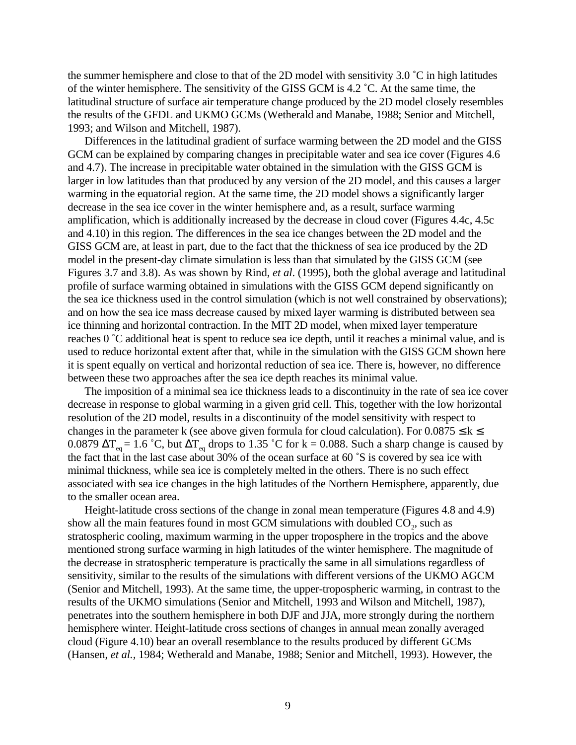the summer hemisphere and close to that of the 2D model with sensitivity 3.0 ˚C in high latitudes of the winter hemisphere. The sensitivity of the GISS GCM is 4.2 ˚C. At the same time, the latitudinal structure of surface air temperature change produced by the 2D model closely resembles the results of the GFDL and UKMO GCMs (Wetherald and Manabe, 1988; Senior and Mitchell, 1993; and Wilson and Mitchell, 1987).

Differences in the latitudinal gradient of surface warming between the 2D model and the GISS GCM can be explained by comparing changes in precipitable water and sea ice cover (Figures 4.6 and 4.7). The increase in precipitable water obtained in the simulation with the GISS GCM is larger in low latitudes than that produced by any version of the 2D model, and this causes a larger warming in the equatorial region. At the same time, the 2D model shows a significantly larger decrease in the sea ice cover in the winter hemisphere and, as a result, surface warming amplification, which is additionally increased by the decrease in cloud cover (Figures 4.4c, 4.5c and 4.10) in this region. The differences in the sea ice changes between the 2D model and the GISS GCM are, at least in part, due to the fact that the thickness of sea ice produced by the 2D model in the present-day climate simulation is less than that simulated by the GISS GCM (see Figures 3.7 and 3.8). As was shown by Rind, *et al*. (1995), both the global average and latitudinal profile of surface warming obtained in simulations with the GISS GCM depend significantly on the sea ice thickness used in the control simulation (which is not well constrained by observations); and on how the sea ice mass decrease caused by mixed layer warming is distributed between sea ice thinning and horizontal contraction. In the MIT 2D model, when mixed layer temperature reaches 0 ˚C additional heat is spent to reduce sea ice depth, until it reaches a minimal value, and is used to reduce horizontal extent after that, while in the simulation with the GISS GCM shown here it is spent equally on vertical and horizontal reduction of sea ice. There is, however, no difference between these two approaches after the sea ice depth reaches its minimal value.

The imposition of a minimal sea ice thickness leads to a discontinuity in the rate of sea ice cover decrease in response to global warming in a given grid cell. This, together with the low horizontal resolution of the 2D model, results in a discontinuity of the model sensitivity with respect to changes in the parameter k (see above given formula for cloud calculation). For $0.0875 \leq k \leq 0.0879$ $\Delta T_{eq} = 1.6$ ˚C, but $\Delta T_{eq}$ drops to 1.35 ˚C for k = 0.088. Such a sharp change is caused by the fact that in the last case about 30% of the ocean surface at 60 ˚S is covered by sea ice with minimal thickness, while sea ice is completely melted in the others. There is no such effect associated with sea ice changes in the high latitudes of the Northern Hemisphere, apparently, due to the smaller ocean area.

Height-latitude cross sections of the change in zonal mean temperature (Figures 4.8 and 4.9) show all the main features found in most GCM simulations with doubled $CO_2$, such as stratospheric cooling, maximum warming in the upper troposphere in the tropics and the above mentioned strong surface warming in high latitudes of the winter hemisphere. The magnitude of the decrease in stratospheric temperature is practically the same in all simulations regardless of sensitivity, similar to the results of the simulations with different versions of the UKMO AGCM (Senior and Mitchell, 1993). At the same time, the upper-tropospheric warming, in contrast to the results of the UKMO simulations (Senior and Mitchell, 1993 and Wilson and Mitchell, 1987), penetrates into the southern hemisphere in both DJF and JJA, more strongly during the northern hemisphere winter. Height-latitude cross sections of changes in annual mean zonally averaged cloud (Figure 4.10) bear an overall resemblance to the results produced by different GCMs (Hansen, *et al.*, 1984; Wetherald and Manabe, 1988; Senior and Mitchell, 1993). However, the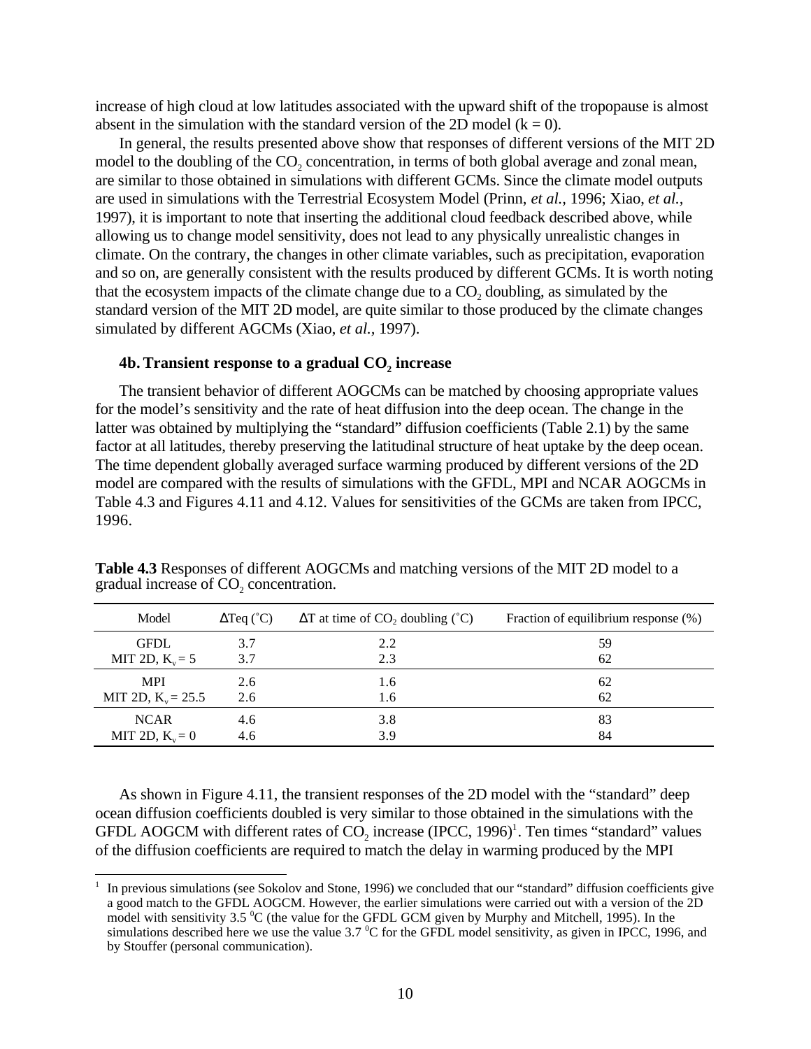increase of high cloud at low latitudes associated with the upward shift of the tropopause is almost absent in the simulation with the standard version of the 2D model (k = 0).

In general, the results presented above show that responses of different versions of the MIT 2D model to the doubling of the $CO_2$ concentration, in terms of both global average and zonal mean, are similar to those obtained in simulations with different GCMs. Since the climate model outputs are used in simulations with the Terrestrial Ecosystem Model (Prinn, *et al.*, 1996; Xiao, *et al.*, 1997), it is important to note that inserting the additional cloud feedback described above, while allowing us to change model sensitivity, does not lead to any physically unrealistic changes in climate. On the contrary, the changes in other climate variables, such as precipitation, evaporation and so on, are generally consistent with the results produced by different GCMs. It is worth noting that the ecosystem impacts of the climate change due to a $CO_2$ doubling, as simulated by the standard version of the MIT 2D model, are quite similar to those produced by the climate changes simulated by different AGCMs (Xiao, *et al.*, 1997).

### 4b. Transient response to a gradual $CO_2$ increase

The transient behavior of different AOGCMs can be matched by choosing appropriate values for the model's sensitivity and the rate of heat diffusion into the deep ocean. The change in the latter was obtained by multiplying the "standard" diffusion coefficients (Table 2.1) by the same factor at all latitudes, thereby preserving the latitudinal structure of heat uptake by the deep ocean. The time dependent globally averaged surface warming produced by different versions of the 2D model are compared with the results of simulations with the GFDL, MPI and NCAR AOGCMs in Table 4.3 and Figures 4.11 and 4.12. Values for sensitivities of the GCMs are taken from IPCC, 1996.

**Table 4.3** Responses of different AOGCMs and matching versions of the MIT 2D model to a gradual increase of $CO_2$ concentration.

| Model | $\Delta T_{eq}$ (˚C) | $\Delta T$ at time of $CO_2$ doubling (˚C) | Fraction of equilibrium response (%) |
|---|---|---|---|
| GFDL | 3.7 | 2.2 | 59 |
| MIT 2D, $K_v = 5$ | 3.7 | 2.3 | 62 |
| MPI | 2.6 | 1.6 | 62 |
| MIT 2D, $K_v = 25.5$ | 2.6 | 1.6 | 62 |
| NCAR | 4.6 | 3.8 | 83 |
| MIT 2D, $K_v = 0$ | 4.6 | 3.9 | 84 |

As shown in Figure 4.11, the transient responses of the 2D model with the "standard" deep ocean diffusion coefficients doubled is very similar to those obtained in the simulations with the GFDL AOGCM with different rates of $CO_2$ increase (IPCC, 1996)[1]. Ten times "standard" values of the diffusion coefficients are required to match the delay in warming produced by the MPI

[1] In previous simulations (see Sokolov and Stone, 1996) we concluded that our "standard" diffusion coefficients give a good match to the GFDL AOGCM. However, the earlier simulations were carried out with a version of the 2D model with sensitivity 3.5 $^0$C (the value for the GFDL GCM given by Murphy and Mitchell, 1995). In the simulations described here we use the value 3.7 $^0$C for the GFDL model sensitivity, as given in IPCC, 1996, and by Stouffer (personal communication).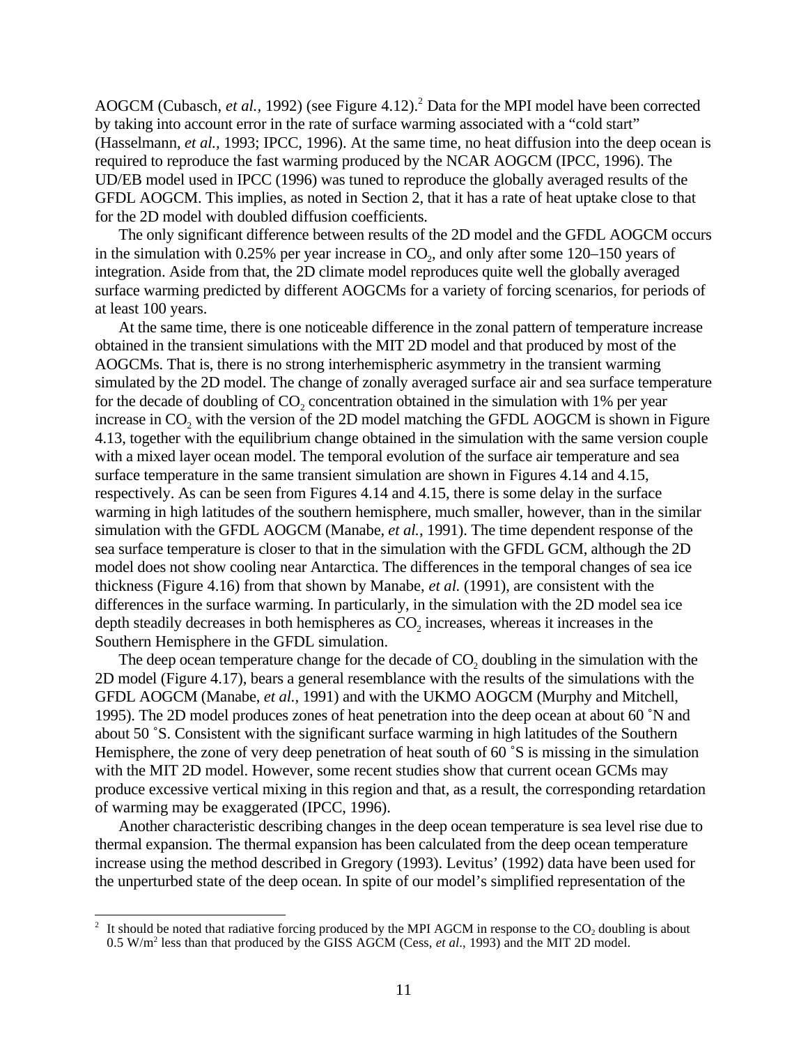AOGCM (Cubasch, *et al.,* 1992) (see Figure 4.12).[2] Data for the MPI model have been corrected by taking into account error in the rate of surface warming associated with a "cold start" (Hasselmann, *et al.,* 1993; IPCC, 1996). At the same time, no heat diffusion into the deep ocean is required to reproduce the fast warming produced by the NCAR AOGCM (IPCC, 1996). The UD/EB model used in IPCC (1996) was tuned to reproduce the globally averaged results of the GFDL AOGCM. This implies, as noted in Section 2, that it has a rate of heat uptake close to that for the 2D model with doubled diffusion coefficients.

The only significant difference between results of the 2D model and the GFDL AOGCM occurs in the simulation with 0.25% per year increase in $CO_2$, and only after some 120–150 years of integration. Aside from that, the 2D climate model reproduces quite well the globally averaged surface warming predicted by different AOGCMs for a variety of forcing scenarios, for periods of at least 100 years.

At the same time, there is one noticeable difference in the zonal pattern of temperature increase obtained in the transient simulations with the MIT 2D model and that produced by most of the AOGCMs. That is, there is no strong interhemispheric asymmetry in the transient warming simulated by the 2D model. The change of zonally averaged surface air and sea surface temperature for the decade of doubling of $CO_2$ concentration obtained in the simulation with 1% per year increase in $CO_2$ with the version of the 2D model matching the GFDL AOGCM is shown in Figure 4.13, together with the equilibrium change obtained in the simulation with the same version couple with a mixed layer ocean model. The temporal evolution of the surface air temperature and sea surface temperature in the same transient simulation are shown in Figures 4.14 and 4.15, respectively. As can be seen from Figures 4.14 and 4.15, there is some delay in the surface warming in high latitudes of the southern hemisphere, much smaller, however, than in the similar simulation with the GFDL AOGCM (Manabe, *et al.,* 1991). The time dependent response of the sea surface temperature is closer to that in the simulation with the GFDL GCM, although the 2D model does not show cooling near Antarctica. The differences in the temporal changes of sea ice thickness (Figure 4.16) from that shown by Manabe, *et al.* (1991), are consistent with the differences in the surface warming. In particularly, in the simulation with the 2D model sea ice depth steadily decreases in both hemispheres as $CO_2$ increases, whereas it increases in the Southern Hemisphere in the GFDL simulation.

The deep ocean temperature change for the decade of $CO_2$ doubling in the simulation with the 2D model (Figure 4.17), bears a general resemblance with the results of the simulations with the GFDL AOGCM (Manabe, *et al.,* 1991) and with the UKMO AOGCM (Murphy and Mitchell, 1995). The 2D model produces zones of heat penetration into the deep ocean at about 60 ˚N and about 50 ˚S. Consistent with the significant surface warming in high latitudes of the Southern Hemisphere, the zone of very deep penetration of heat south of 60 ˚S is missing in the simulation with the MIT 2D model. However, some recent studies show that current ocean GCMs may produce excessive vertical mixing in this region and that, as a result, the corresponding retardation of warming may be exaggerated (IPCC, 1996).

Another characteristic describing changes in the deep ocean temperature is sea level rise due to thermal expansion. The thermal expansion has been calculated from the deep ocean temperature increase using the method described in Gregory (1993). Levitus' (1992) data have been used for the unperturbed state of the deep ocean. In spite of our model's simplified representation of the

---

[2] It should be noted that radiative forcing produced by the MPI AGCM in response to the $CO_2$ doubling is about 0.5 $W/m^2$ less than that produced by the GISS AGCM (Cess, *et al*., 1993) and the MIT 2D model.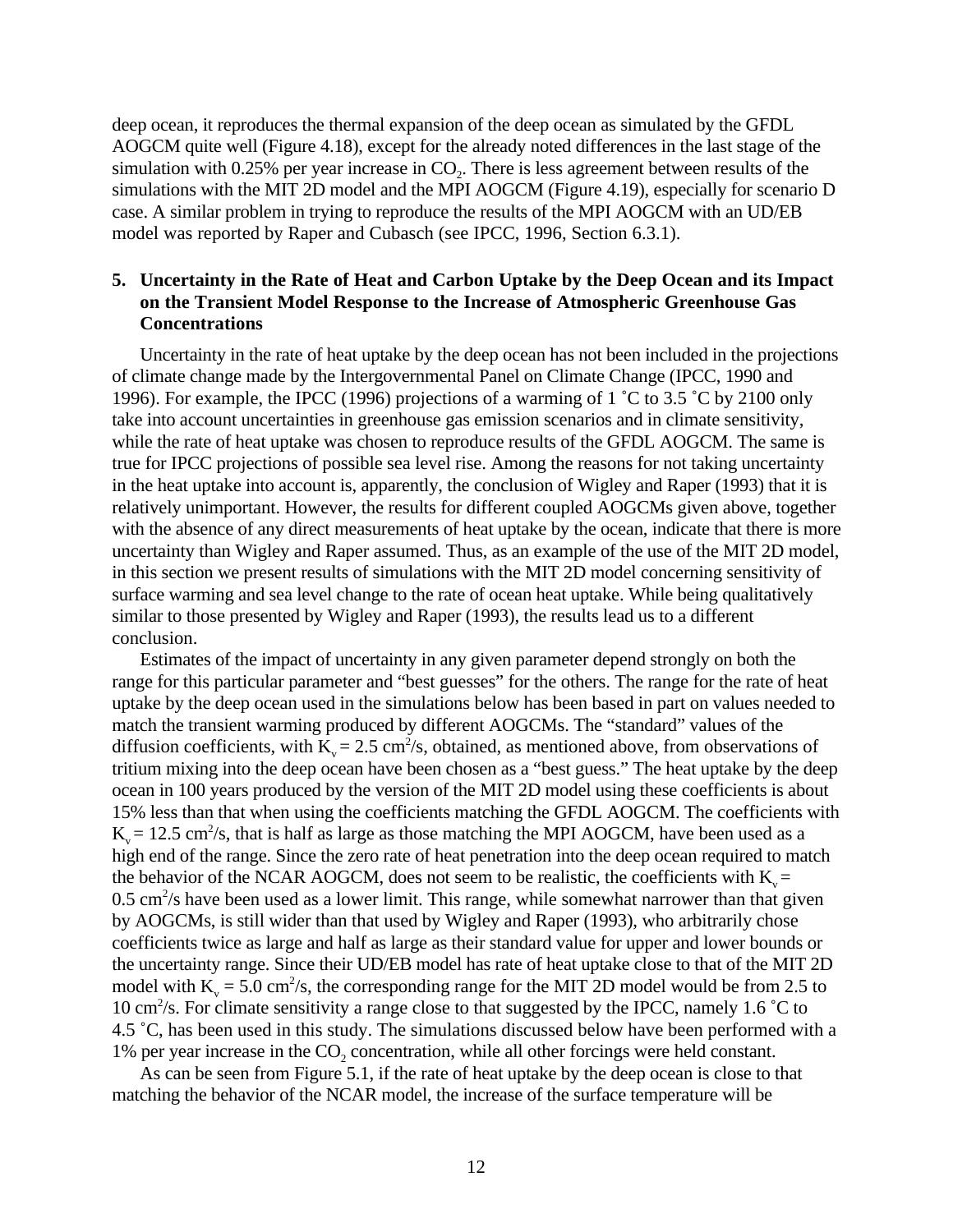deep ocean, it reproduces the thermal expansion of the deep ocean as simulated by the GFDL AOGCM quite well (Figure 4.18), except for the already noted differences in the last stage of the simulation with 0.25% per year increase in $CO_2$. There is less agreement between results of the simulations with the MIT 2D model and the MPI AOGCM (Figure 4.19), especially for scenario D case. A similar problem in trying to reproduce the results of the MPI AOGCM with an UD/EB model was reported by Raper and Cubasch (see IPCC, 1996, Section 6.3.1).

## 5. Uncertainty in the Rate of Heat and Carbon Uptake by the Deep Ocean and its Impact on the Transient Model Response to the Increase of Atmospheric Greenhouse Gas Concentrations

Uncertainty in the rate of heat uptake by the deep ocean has not been included in the projections of climate change made by the Intergovernmental Panel on Climate Change (IPCC, 1990 and 1996). For example, the IPCC (1996) projections of a warming of 1 ˚C to 3.5 ˚C by 2100 only take into account uncertainties in greenhouse gas emission scenarios and in climate sensitivity, while the rate of heat uptake was chosen to reproduce results of the GFDL AOGCM. The same is true for IPCC projections of possible sea level rise. Among the reasons for not taking uncertainty in the heat uptake into account is, apparently, the conclusion of Wigley and Raper (1993) that it is relatively unimportant. However, the results for different coupled AOGCMs given above, together with the absence of any direct measurements of heat uptake by the ocean, indicate that there is more uncertainty than Wigley and Raper assumed. Thus, as an example of the use of the MIT 2D model, in this section we present results of simulations with the MIT 2D model concerning sensitivity of surface warming and sea level change to the rate of ocean heat uptake. While being qualitatively similar to those presented by Wigley and Raper (1993), the results lead us to a different conclusion.

Estimates of the impact of uncertainty in any given parameter depend strongly on both the range for this particular parameter and "best guesses" for the others. The range for the rate of heat uptake by the deep ocean used in the simulations below has been based in part on values needed to match the transient warming produced by different AOGCMs. The "standard" values of the diffusion coefficients, with $K_v = 2.5$ cm$^2$/s, obtained, as mentioned above, from observations of tritium mixing into the deep ocean have been chosen as a "best guess." The heat uptake by the deep ocean in 100 years produced by the version of the MIT 2D model using these coefficients is about 15% less than that when using the coefficients matching the GFDL AOGCM. The coefficients with $K_v = 12.5$ cm$^2$/s, that is half as large as those matching the MPI AOGCM, have been used as a high end of the range. Since the zero rate of heat penetration into the deep ocean required to match the behavior of the NCAR AOGCM, does not seem to be realistic, the coefficients with $K_v = 0.5$ cm$^2$/s have been used as a lower limit. This range, while somewhat narrower than that given by AOGCMs, is still wider than that used by Wigley and Raper (1993), who arbitrarily chose coefficients twice as large and half as large as their standard value for upper and lower bounds or the uncertainty range. Since their UD/EB model has rate of heat uptake close to that of the MIT 2D model with $K_v = 5.0$ cm$^2$/s, the corresponding range for the MIT 2D model would be from 2.5 to 10 cm$^2$/s. For climate sensitivity a range close to that suggested by the IPCC, namely 1.6 ˚C to 4.5 ˚C, has been used in this study. The simulations discussed below have been performed with a 1% per year increase in the $CO_2$ concentration, while all other forcings were held constant.

As can be seen from Figure 5.1, if the rate of heat uptake by the deep ocean is close to that matching the behavior of the NCAR model, the increase of the surface temperature will be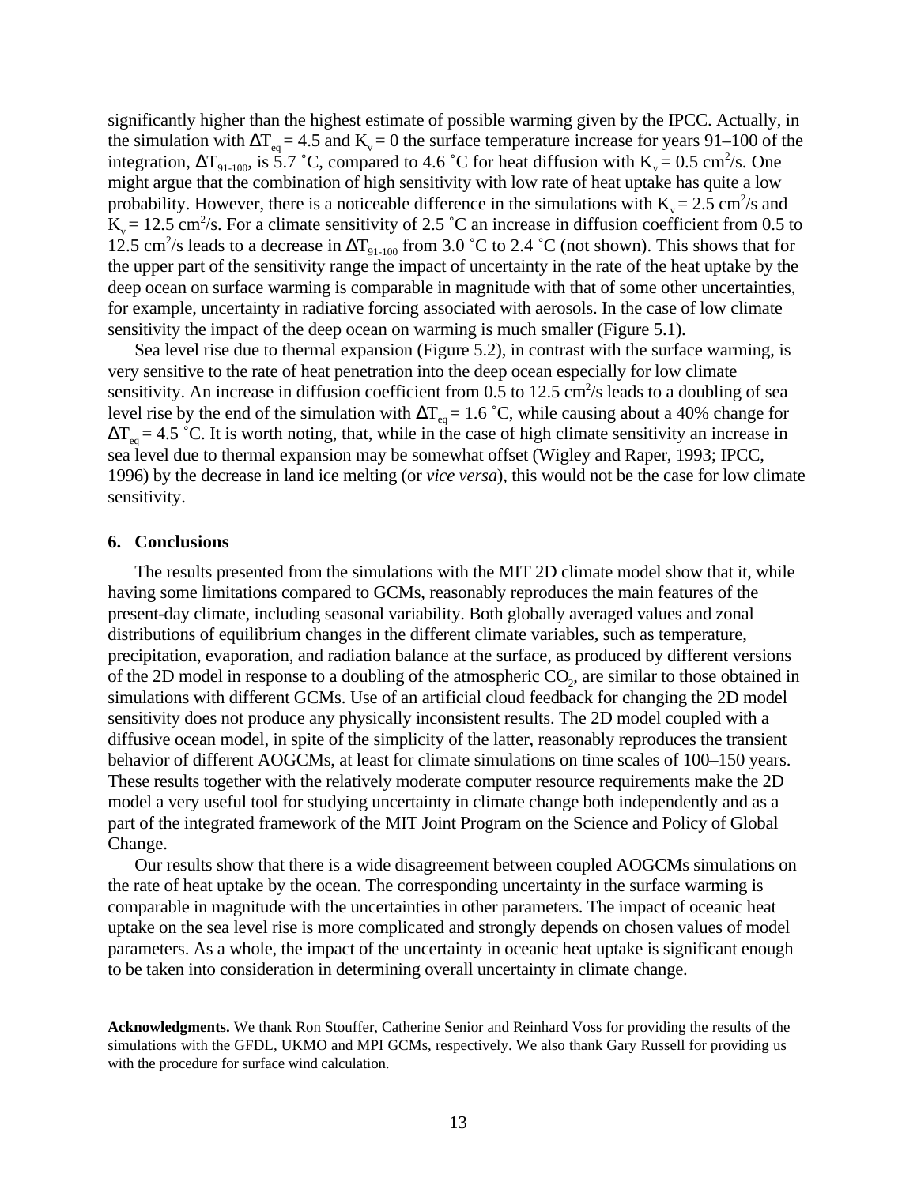significantly higher than the highest estimate of possible warming given by the IPCC. Actually, in the simulation with $\Delta T_{eq} = 4.5$ and $K_v = 0$ the surface temperature increase for years 91–100 of the integration, $\Delta T_{91\text{-}100}$, is 5.7 ˚C, compared to 4.6 ˚C for heat diffusion with $K_v = 0.5$ cm$^2$/s. One might argue that the combination of high sensitivity with low rate of heat uptake has quite a low probability. However, there is a noticeable difference in the simulations with $K_v = 2.5$ cm$^2$/s and $K_v = 12.5$ cm$^2$/s. For a climate sensitivity of 2.5 ˚C an increase in diffusion coefficient from 0.5 to 12.5 cm$^2$/s leads to a decrease in $\Delta T_{91\text{-}100}$ from 3.0 ˚C to 2.4 ˚C (not shown). This shows that for the upper part of the sensitivity range the impact of uncertainty in the rate of the heat uptake by the deep ocean on surface warming is comparable in magnitude with that of some other uncertainties, for example, uncertainty in radiative forcing associated with aerosols. In the case of low climate sensitivity the impact of the deep ocean on warming is much smaller (Figure 5.1).

Sea level rise due to thermal expansion (Figure 5.2), in contrast with the surface warming, is very sensitive to the rate of heat penetration into the deep ocean especially for low climate sensitivity. An increase in diffusion coefficient from 0.5 to 12.5 cm$^2$/s leads to a doubling of sea level rise by the end of the simulation with $\Delta T_{eq} = 1.6$ ˚C, while causing about a 40% change for $\Delta T_{eq} = 4.5$ ˚C. It is worth noting, that, while in the case of high climate sensitivity an increase in sea level due to thermal expansion may be somewhat offset (Wigley and Raper, 1993; IPCC, 1996) by the decrease in land ice melting (or *vice versa*), this would not be the case for low climate sensitivity.

## 6. Conclusions

The results presented from the simulations with the MIT 2D climate model show that it, while having some limitations compared to GCMs, reasonably reproduces the main features of the present-day climate, including seasonal variability. Both globally averaged values and zonal distributions of equilibrium changes in the different climate variables, such as temperature, precipitation, evaporation, and radiation balance at the surface, as produced by different versions of the 2D model in response to a doubling of the atmospheric $CO_2$, are similar to those obtained in simulations with different GCMs. Use of an artificial cloud feedback for changing the 2D model sensitivity does not produce any physically inconsistent results. The 2D model coupled with a diffusive ocean model, in spite of the simplicity of the latter, reasonably reproduces the transient behavior of different AOGCMs, at least for climate simulations on time scales of 100–150 years. These results together with the relatively moderate computer resource requirements make the 2D model a very useful tool for studying uncertainty in climate change both independently and as a part of the integrated framework of the MIT Joint Program on the Science and Policy of Global Change.

Our results show that there is a wide disagreement between coupled AOGCMs simulations on the rate of heat uptake by the ocean. The corresponding uncertainty in the surface warming is comparable in magnitude with the uncertainties in other parameters. The impact of oceanic heat uptake on the sea level rise is more complicated and strongly depends on chosen values of model parameters. As a whole, the impact of the uncertainty in oceanic heat uptake is significant enough to be taken into consideration in determining overall uncertainty in climate change.

**Acknowledgments.** We thank Ron Stouffer, Catherine Senior and Reinhard Voss for providing the results of the simulations with the GFDL, UKMO and MPI GCMs, respectively. We also thank Gary Russell for providing us with the procedure for surface wind calculation.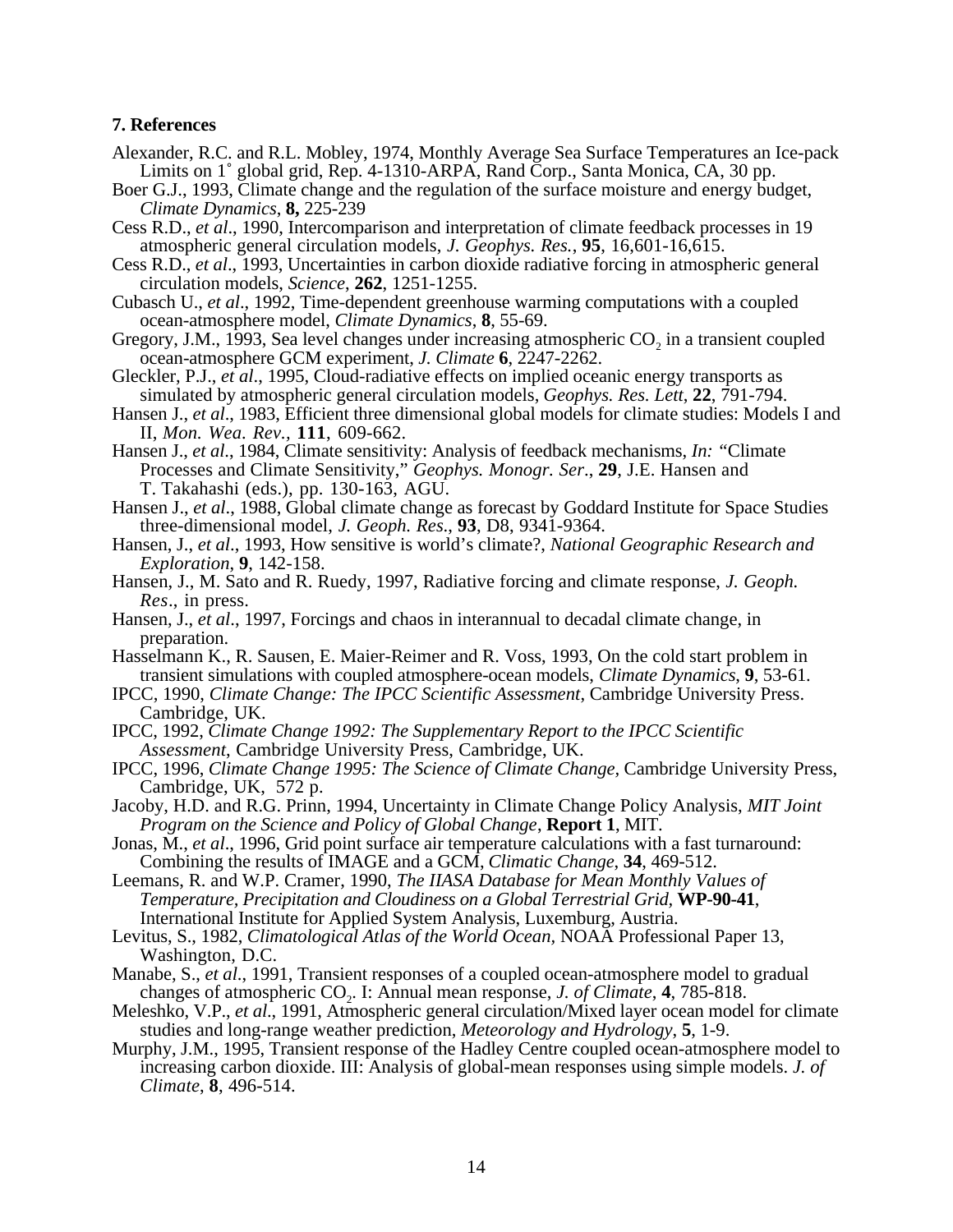## 7. References

Alexander, R.C. and R.L. Mobley, 1974, Monthly Average Sea Surface Temperatures an Ice-pack Limits on 1˚ global grid, Rep. 4-1310-ARPA, Rand Corp., Santa Monica, CA, 30 pp.

Boer G.J., 1993, Climate change and the regulation of the surface moisture and energy budget, *Climate Dynamics*, **8,** 225-239

Cess R.D., *et al*., 1990, Intercomparison and interpretation of climate feedback processes in 19 atmospheric general circulation models, *J. Geophys. Res.*, **95**, 16,601-16,615.

Cess R.D., *et al*., 1993, Uncertainties in carbon dioxide radiative forcing in atmospheric general circulation models, *Science*, **262**, 1251-1255.

Cubasch U., *et al*., 1992, Time-dependent greenhouse warming computations with a coupled ocean-atmosphere model, *Climate Dynamics*, **8**, 55-69.

Gregory, J.M., 1993, Sea level changes under increasing atmospheric $CO_2$ in a transient coupled ocean-atmosphere GCM experiment, *J. Climate* **6**, 2247-2262.

Gleckler, P.J., *et al*., 1995, Cloud-radiative effects on implied oceanic energy transports as simulated by atmospheric general circulation models, *Geophys. Res. Lett*, **22**, 791-794.

Hansen J., *et al*., 1983, Efficient three dimensional global models for climate studies: Models I and II, *Mon. Wea. Rev.*, **111**, 609-662.

Hansen J., *et al*., 1984, Climate sensitivity: Analysis of feedback mechanisms, *In:* "Climate Processes and Climate Sensitivity," *Geophys. Monogr. Ser*., **29**, J.E. Hansen and T. Takahashi (eds.), pp. 130-163, AGU.

Hansen J., *et al*., 1988, Global climate change as forecast by Goddard Institute for Space Studies three-dimensional model, *J. Geoph. Res*., **93**, D8, 9341-9364.

Hansen, J., *et al*., 1993, How sensitive is world's climate?, *National Geographic Research and Exploration*, **9**, 142-158.

Hansen, J., M. Sato and R. Ruedy, 1997, Radiative forcing and climate response, *J. Geoph. Res*., in press.

Hansen, J., *et al*., 1997, Forcings and chaos in interannual to decadal climate change, in preparation.

Hasselmann K., R. Sausen, E. Maier-Reimer and R. Voss, 1993, On the cold start problem in transient simulations with coupled atmosphere-ocean models, *Climate Dynamics*, **9**, 53-61.

IPCC, 1990, *Climate Change: The IPCC Scientific Assessment*, Cambridge University Press. Cambridge, UK.

IPCC, 1992, *Climate Change 1992: The Supplementary Report to the IPCC Scientific Assessment*, Cambridge University Press, Cambridge, UK.

IPCC, 1996, *Climate Change 1995: The Science of Climate Change,* Cambridge University Press, Cambridge, UK, 572 p.

Jacoby, H.D. and R.G. Prinn, 1994, Uncertainty in Climate Change Policy Analysis, *MIT Joint Program on the Science and Policy of Global Change*, **Report 1**, MIT.

Jonas, M., *et al*., 1996, Grid point surface air temperature calculations with a fast turnaround: Combining the results of IMAGE and a GCM, *Climatic Change*, **34**, 469-512.

Leemans, R. and W.P. Cramer, 1990, *The IIASA Database for Mean Monthly Values of Temperature, Precipitation and Cloudiness on a Global Terrestrial Grid*, **WP-90-41**, International Institute for Applied System Analysis, Luxemburg, Austria.

Levitus, S., 1982, *Climatological Atlas of the World Ocean*, NOAA Professional Paper 13, Washington, D.C.

Manabe, S., *et al*., 1991, Transient responses of a coupled ocean-atmosphere model to gradual changes of atmospheric $CO_2$. I: Annual mean response, *J. of Climate*, **4**, 785-818.

Meleshko, V.P., *et al*., 1991, Atmospheric general circulation/Mixed layer ocean model for climate studies and long-range weather prediction, *Meteorology and Hydrology*, **5**, 1-9.

Murphy, J.M., 1995, Transient response of the Hadley Centre coupled ocean-atmosphere model to increasing carbon dioxide. III: Analysis of global-mean responses using simple models. *J. of Climate*, **8**, 496-514.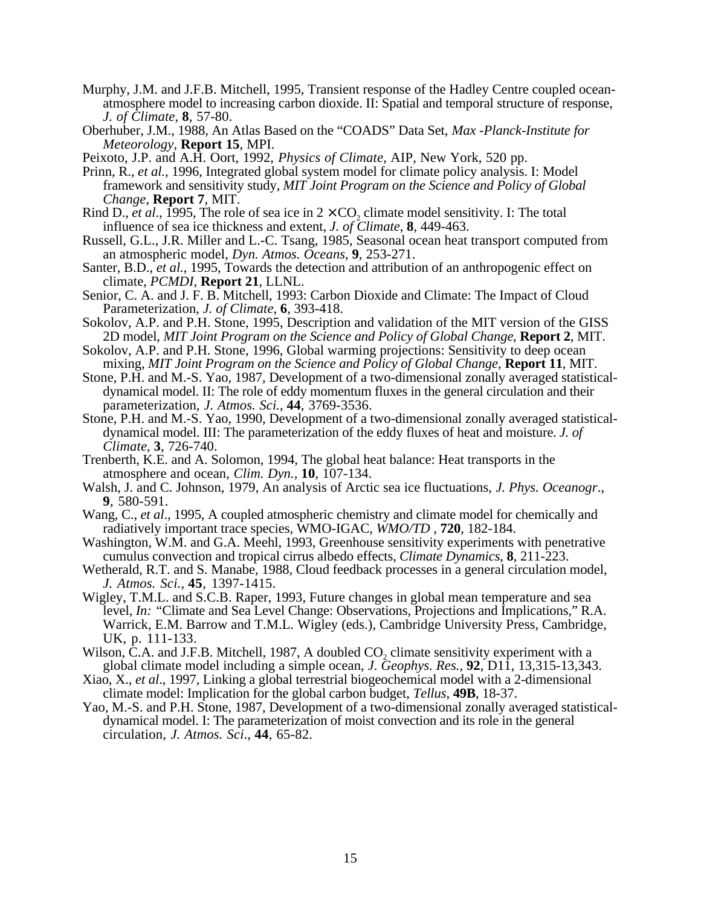Murphy, J.M. and J.F.B. Mitchell, 1995, Transient response of the Hadley Centre coupled ocean-atmosphere model to increasing carbon dioxide. II: Spatial and temporal structure of response, *J. of Climate*, **8**, 57-80.

Oberhuber, J.M., 1988, An Atlas Based on the "COADS" Data Set, *Max -Planck-Institute for Meteorology*, **Report 15**, MPI.

Peixoto, J.P. and A.H. Oort, 1992, *Physics of Climate*, AIP, New York, 520 pp.

Prinn, R., *et al.*, 1996, Integrated global system model for climate policy analysis. I: Model framework and sensitivity study, *MIT Joint Program on the Science and Policy of Global Change*, **Report 7**, MIT.

Rind D., *et al*., 1995, The role of sea ice in $2 \times CO_2$ climate model sensitivity. I: The total influence of sea ice thickness and extent, *J. of Climate*, **8**, 449-463.

Russell, G.L., J.R. Miller and L.-C. Tsang, 1985, Seasonal ocean heat transport computed from an atmospheric model, *Dyn. Atmos. Oceans*, **9**, 253-271.

Santer, B.D., *et al.*, 1995, Towards the detection and attribution of an anthropogenic effect on climate, *PCMDI*, **Report 21**, LLNL.

Senior, C. A. and J. F. B. Mitchell, 1993: Carbon Dioxide and Climate: The Impact of Cloud Parameterization, *J. of Climate*, **6**, 393-418.

Sokolov, A.P. and P.H. Stone, 1995, Description and validation of the MIT version of the GISS 2D model, *MIT Joint Program on the Science and Policy of Global Change*, **Report 2**, MIT.

Sokolov, A.P. and P.H. Stone, 1996, Global warming projections: Sensitivity to deep ocean mixing, *MIT Joint Program on the Science and Policy of Global Change,* **Report 11**, MIT.

Stone, P.H. and M.-S. Yao, 1987, Development of a two-dimensional zonally averaged statistical-dynamical model. II: The role of eddy momentum fluxes in the general circulation and their parameterization, *J. Atmos. Sci.*, **44**, 3769-3536.

Stone, P.H. and M.-S. Yao, 1990, Development of a two-dimensional zonally averaged statistical-dynamical model. III: The parameterization of the eddy fluxes of heat and moisture. *J. of Climate*, **3**, 726-740.

Trenberth, K.E. and A. Solomon, 1994, The global heat balance: Heat transports in the atmosphere and ocean, *Clim. Dyn.*, **10**, 107-134.

Walsh, J. and C. Johnson, 1979, An analysis of Arctic sea ice fluctuations, *J. Phys. Oceanogr*., **9**, 580-591.

Wang, C., *et al*., 1995, A coupled atmospheric chemistry and climate model for chemically and radiatively important trace species, WMO-IGAC, *WMO/TD* , **720**, 182-184.

Washington, W.M. and G.A. Meehl, 1993, Greenhouse sensitivity experiments with penetrative cumulus convection and tropical cirrus albedo effects, *Climate Dynamics*, **8**, 211-223.

Wetherald, R.T. and S. Manabe, 1988, Cloud feedback processes in a general circulation model, *J. Atmos. Sci*., **45**, 1397-1415.

Wigley, T.M.L. and S.C.B. Raper, 1993, Future changes in global mean temperature and sea level, *In:* "Climate and Sea Level Change: Observations, Projections and Implications," R.A. Warrick, E.M. Barrow and T.M.L. Wigley (eds.), Cambridge University Press, Cambridge, UK, p. 111-133.

Wilson, C.A. and J.F.B. Mitchell, 1987, A doubled $CO_2$ climate sensitivity experiment with a global climate model including a simple ocean, *J. Geophys. Res.*, **92**, D11, 13,315-13,343.

Xiao, X., *et al*., 1997, Linking a global terrestrial biogeochemical model with a 2-dimensional climate model: Implication for the global carbon budget, *Tellus*, **49B**, 18-37.

Yao, M.-S. and P.H. Stone, 1987, Development of a two-dimensional zonally averaged statistical-dynamical model. I: The parameterization of moist convection and its role in the general circulation, *J. Atmos. Sci*., **44**, 65-82.